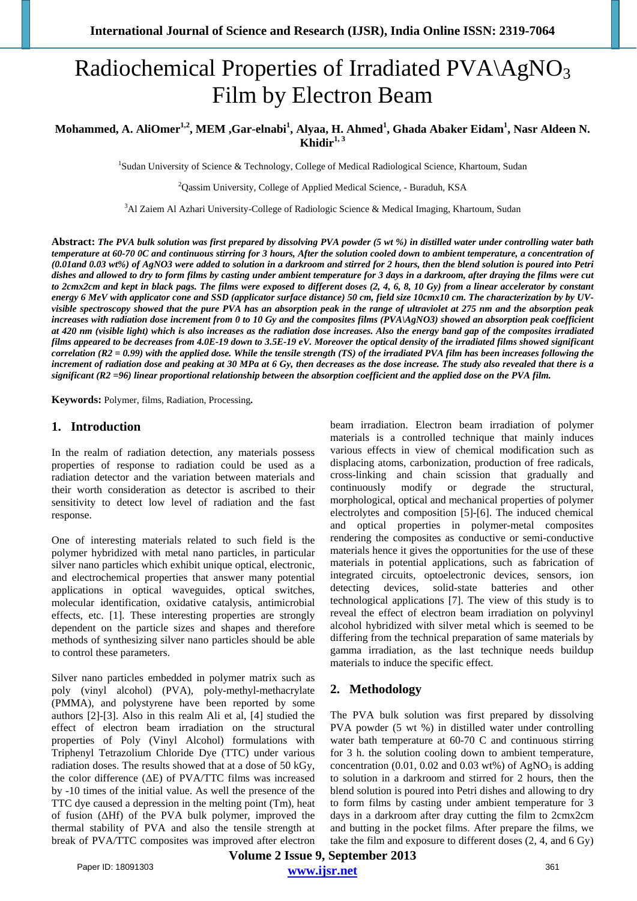# Radiochemical Properties of Irradiated PVA\$AgNO_3$ Film by Electron Beam

**Mohammed, A. AliOmer[1,2], MEM ,Gar-elnabi[1], Alyaa, H. Ahmed[1], Ghada Abaker Eidam[1], Nasr Aldeen N. Khidir[1, 3]**

[1]Sudan University of Science & Technology, College of Medical Radiological Science, Khartoum, Sudan

[2]Qassim University, College of Applied Medical Science, - Buraduh, KSA

[3]Al Zaiem Al Azhari University-College of Radiologic Science & Medical Imaging, Khartoum, Sudan

**Abstract:** ***The PVA bulk solution was first prepared by dissolving PVA powder (5 wt %) in distilled water under controlling water bath temperature at 60-70 0C and continuous stirring for 3 hours, After the solution cooled down to ambient temperature, a concentration of (0.01and 0.03 wt%) of AgNO3 were added to solution in a darkroom and stirred for 2 hours, then the blend solution is poured into Petri dishes and allowed to dry to form films by casting under ambient temperature for 3 days in a darkroom, after draying the films were cut to 2cmx2cm and kept in black pages. The films were exposed to different doses (2, 4, 6, 8, 10 Gy) from a linear accelerator by constant energy 6 MeV with applicator cone and SSD (applicator surface distance) 50 cm, field size 10cmx10 cm. The characterization by by UV-visible spectroscopy showed that the pure PVA has an absorption peak in the range of ultraviolet at 275 nm and the absorption peak increases with radiation dose increment from 0 to 10 Gy and the composites films (PVA\AgNO3) showed an absorption peak coefficient at 420 nm (visible light) which is also increases as the radiation dose increases. Also the energy band gap of the composites irradiated films appeared to be decreases from 4.0E-19 down to 3.5E-19 eV. Moreover the optical density of the irradiated films showed significant correlation (R2 = 0.99) with the applied dose. While the tensile strength (TS) of the irradiated PVA film has been increases following the increment of radiation dose and peaking at 30 MPa at 6 Gy, then decreases as the dose increase. The study also revealed that there is a significant (R2 =96) linear proportional relationship between the absorption coefficient and the applied dose on the PVA film.***

**Keywords:** Polymer, films, Radiation, Processing**.**

## 1. Introduction

In the realm of radiation detection, any materials possess properties of response to radiation could be used as a radiation detector and the variation between materials and their worth consideration as detector is ascribed to their sensitivity to detect low level of radiation and the fast response.

One of interesting materials related to such field is the polymer hybridized with metal nano particles, in particular silver nano particles which exhibit unique optical, electronic, and electrochemical properties that answer many potential applications in optical waveguides, optical switches, molecular identification, oxidative catalysis, antimicrobial effects, etc. [1]. These interesting properties are strongly dependent on the particle sizes and shapes and therefore methods of synthesizing silver nano particles should be able to control these parameters.

Silver nano particles embedded in polymer matrix such as poly (vinyl alcohol) (PVA), poly-methyl-methacrylate (PMMA), and polystyrene have been reported by some authors [2]-[3]. Also in this realm Ali et al, [4] studied the effect of electron beam irradiation on the structural properties of Poly (Vinyl Alcohol) formulations with Triphenyl Tetrazolium Chloride Dye (TTC) under various radiation doses. The results showed that at a dose of 50 kGy, the color difference ($\Delta E$) of PVA/TTC films was increased by -10 times of the initial value. As well the presence of the TTC dye caused a depression in the melting point ($T_m$), heat of fusion ($\Delta H_f$) of the PVA bulk polymer, improved the thermal stability of PVA and also the tensile strength at break of PVA/TTC composites was improved after electron beam irradiation. Electron beam irradiation of polymer materials is a controlled technique that mainly induces various effects in view of chemical modification such as displacing atoms, carbonization, production of free radicals, cross-linking and chain scission that gradually and continuously modify or degrade the structural, morphological, optical and mechanical properties of polymer electrolytes and composition [5]-[6]. The induced chemical and optical properties in polymer-metal composites rendering the composites as conductive or semi-conductive materials hence it gives the opportunities for the use of these materials in potential applications, such as fabrication of integrated circuits, optoelectronic devices, sensors, ion detecting devices, solid-state batteries and other technological applications [7]. The view of this study is to reveal the effect of electron beam irradiation on polyvinyl alcohol hybridized with silver metal which is seemed to be differing from the technical preparation of same materials by gamma irradiation, as the last technique needs buildup materials to induce the specific effect.

## 2. Methodology

The PVA bulk solution was first prepared by dissolving PVA powder (5 wt %) in distilled water under controlling water bath temperature at 60-70 C and continuous stirring for 3 h. the solution cooling down to ambient temperature, concentration (0.01, 0.02 and 0.03 wt%) of $AgNO_3$ is adding to solution in a darkroom and stirred for 2 hours, then the blend solution is poured into Petri dishes and allowing to dry to form films by casting under ambient temperature for 3 days in a darkroom after dray cutting the film to 2cmx2cm and butting in the pocket films. After prepare the films, we take the film and exposure to different doses (2, 4, and 6 Gy)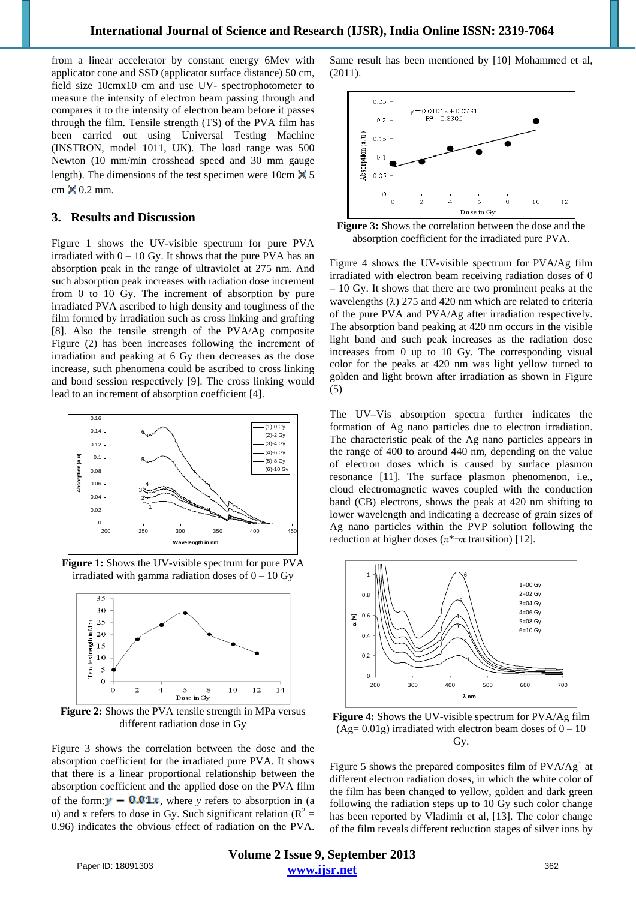from a linear accelerator by constant energy 6Mev with applicator cone and SSD (applicator surface distance) 50 cm, field size 10cmx10 cm and use UV- spectrophotometer to measure the intensity of electron beam passing through and compares it to the intensity of electron beam before it passes through the film. Tensile strength (TS) of the PVA film has been carried out using Universal Testing Machine (INSTRON, model 1011, UK). The load range was 500 Newton (10 mm/min crosshead speed and 30 mm gauge length). The dimensions of the test specimen were 10cm × 5 cm × 0.2 mm.

## 3. Results and Discussion

Figure 1 shows the UV-visible spectrum for pure PVA irradiated with 0 – 10 Gy. It shows that the pure PVA has an absorption peak in the range of ultraviolet at 275 nm. And such absorption peak increases with radiation dose increment from 0 to 10 Gy. The increment of absorption by pure irradiated PVA ascribed to high density and toughness of the film formed by irradiation such as cross linking and grafting [8]. Also the tensile strength of the PVA/Ag composite Figure (2) has been increases following the increment of irradiation and peaking at 6 Gy then decreases as the dose increase, such phenomena could be ascribed to cross linking and bond session respectively [9]. The cross linking would lead to an increment of absorption coefficient [4].

0.16
0.14
0.12
0.1
0.08
0.06
0.04
0.02
0
200
250
300
350
400
450
Absorption (a u)
Wavelength in nm
(1)-0 Gy
(2)-2 Gy
(3)-4 Gy
(4)-6 Gy
(5)-8 Gy
(6)-10 Gy

**Figure 1:** Shows the UV-visible spectrum for pure PVA irradiated with gamma radiation doses of 0 – 10 Gy

35
30
25
20
15
10
5
0
0
2
4
6
8
10
12
14
Tensile strength in Mpa
Dose in Gy

**Figure 2:** Shows the PVA tensile strength in MPa versus different radiation dose in Gy

Figure 3 shows the correlation between the dose and the absorption coefficient for the irradiated pure PVA. It shows that there is a linear proportional relationship between the absorption coefficient and the applied dose on the PVA film of the form: $y = 0.01x$, where *y* refers to absorption in (a u) and x refers to dose in Gy. Such significant relation ($R^2$ = 0.96) indicates the obvious effect of radiation on the PVA. Same result has been mentioned by [10] Mohammed et al, (2011).

0.25
0.2
0.15
0.1
0.05
0
0
2
4
6
8
10
12
y = 0.0101x + 0.0731
R² = 0.8305
Absorption (a.u)
Dose in Gy

**Figure 3:** Shows the correlation between the dose and the absorption coefficient for the irradiated pure PVA.

Figure 4 shows the UV-visible spectrum for PVA/Ag film irradiated with electron beam receiving radiation doses of 0 – 10 Gy. It shows that there are two prominent peaks at the wavelengths (λ) 275 and 420 nm which are related to criteria of the pure PVA and PVA/Ag after irradiation respectively. The absorption band peaking at 420 nm occurs in the visible light band and such peak increases as the radiation dose increases from 0 up to 10 Gy. The corresponding visual color for the peaks at 420 nm was light yellow turned to golden and light brown after irradiation as shown in Figure (5)

The UV–Vis absorption spectra further indicates the formation of Ag nano particles due to electron irradiation. The characteristic peak of the Ag nano particles appears in the range of 400 to around 440 nm, depending on the value of electron doses which is caused by surface plasmon resonance [11]. The surface plasmon phenomenon, i.e., cloud electromagnetic waves coupled with the conduction band (CB) electrons, shows the peak at 420 nm shifting to lower wavelength and indicating a decrease of grain sizes of Ag nano particles within the PVP solution following the reduction at higher doses (π*¬π transition) [12].

1
0.8
0.6
0.4
0.2
0
200
300
400
500
600
700
α (v)
λ nm
1=00 Gy
2=02 Gy
3=04 Gy
4=06 Gy
5=08 Gy
6=10 Gy

**Figure 4:** Shows the UV-visible spectrum for PVA/Ag film (Ag= 0.01g) irradiated with electron beam doses of 0 – 10 Gy.

Figure 5 shows the prepared composites film of PVA/$Ag^+$ at different electron radiation doses, in which the white color of the film has been changed to yellow, golden and dark green following the radiation steps up to 10 Gy such color change has been reported by Vladimir et al, [13]. The color change of the film reveals different reduction stages of silver ions by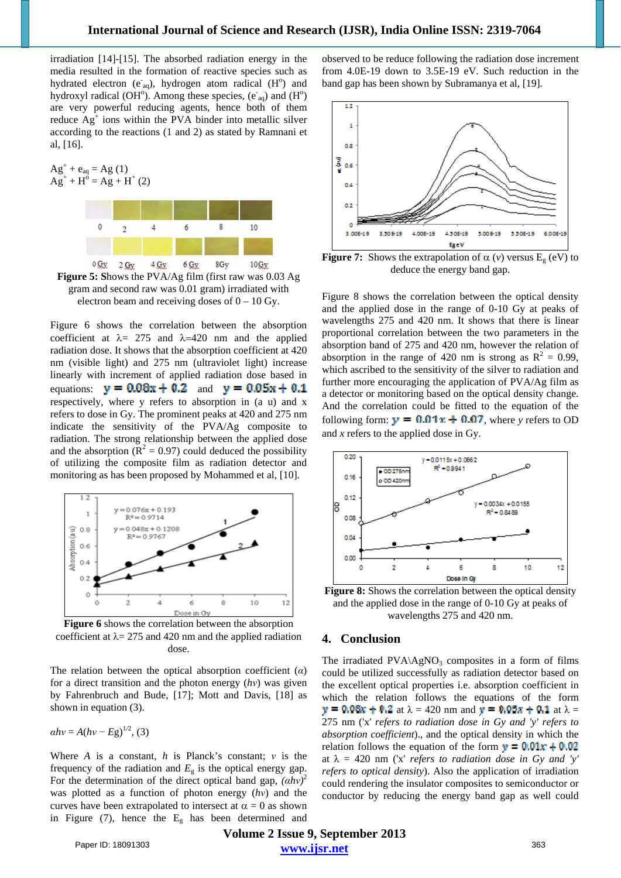irradiation [14]-[15]. The absorbed radiation energy in the media resulted in the formation of reactive species such as hydrated electron ($e^-_{aq}$), hydrogen atom radical ($H^o$) and hydroxyl radical ($OH^o$). Among these species, ($e^-_{aq}$) and ($H^o$) are very powerful reducing agents, hence both of them reduce $Ag^+$ ions within the PVA binder into metallic silver according to the reactions (1 and 2) as stated by Ramnani et al, [16].

$Ag^+ + e_{aq} = Ag$ (1)
$Ag^+ + H^o = Ag + H^+$ (2)

0 2 4 6 8 10

0 Gy 2 Gy 4 Gy 6 Gy 8Gy 10Gy

**Figure 5:** **S**hows the PVA/Ag film (first raw was 0.03 Ag gram and second raw was 0.01 gram) irradiated with electron beam and receiving doses of 0 – 10 Gy.

Figure 6 shows the correlation between the absorption coefficient at λ= 275 and λ=420 nm and the applied radiation dose. It shows that the absorption coefficient at 420 nm (visible light) and 275 nm (ultraviolet light) increase linearly with increment of applied radiation dose based in equations: $y = 0.08x + 0.2$ and $y = 0.05x + 0.1$ respectively, where y refers to absorption in (a u) and x refers to dose in Gy. The prominent peaks at 420 and 275 nm indicate the sensitivity of the PVA/Ag composite to radiation. The strong relationship between the applied dose and the absorption ($R^2 = 0.97$) could deduced the possibility of utilizing the composite film as radiation detector and monitoring as has been proposed by Mohammed et al, [10].

Absorption (a.u)
Dose in Gy
y = 0.076x + 0.193
R² = 0.9714
y = 0.048x + 0.1208
R² = 0.9767
1
2

**Figure 6** shows the correlation between the absorption coefficient at λ= 275 and 420 nm and the applied radiation dose.

The relation between the optical absorption coefficient (*α*) for a direct transition and the photon energy (*hν*) was given by Fahrenbruch and Bude, [17]; Mott and Davis, [18] as shown in equation (3).

$\alpha h\nu = A(h\nu - Eg)^{1/2}$, (3)

Where *A* is a constant, *h* is Planck's constant; *ν* is the frequency of the radiation and $E_g$ is the optical energy gap. For the determination of the direct optical band gap, $(\alpha h\nu)^2$ was plotted as a function of photon energy (*hν*) and the curves have been extrapolated to intersect at α = 0 as shown in Figure (7), hence the $E_g$ has been determined and observed to be reduce following the radiation dose increment from 4.0E-19 down to 3.5E-19 eV. Such reduction in the band gap has been shown by Subramanya et al, [19].

α (au)
Eg eV

**Figure 7:** Shows the extrapolation of α (*ν*) versus $E_g$ (eV) to deduce the energy band gap.

Figure 8 shows the correlation between the optical density and the applied dose in the range of 0-10 Gy at peaks of wavelengths 275 and 420 nm. It shows that there is linear proportional correlation between the two parameters in the absorption band of 275 and 420 nm, however the relation of absorption in the range of 420 nm is strong as $R^2 = 0.99$, which ascribed to the sensitivity of the silver to radiation and further more encouraging the application of PVA/Ag film as a detector or monitoring based on the optical density change. And the correlation could be fitted to the equation of the following form: $y = 0.01x + 0.07$, where *y* refers to OD and *x* refers to the applied dose in Gy.

OD
Dose in Gy
OD 275nm
OD 420nm
y = 0.0115x + 0.0662
R² = 0.9941
y = 0.0034x + 0.0155
R² = 0.8489

**Figure 8:** Shows the correlation between the optical density and the applied dose in the range of 0-10 Gy at peaks of wavelengths 275 and 420 nm.

## 4. Conclusion

The irradiated PVA\AgNO$_3$ composites in a form of films could be utilized successfully as radiation detector based on the excellent optical properties i.e. absorption coefficient in which the relation follows the equations of the form $y = 0.08x + 0.2$ at λ = 420 nm and $y = 0.05x + 0.1$ at λ = 275 nm ('x' *refers to radiation dose in Gy and 'y' refers to absorption coefficient*)., and the optical density in which the relation follows the equation of the form $y = 0.01x + 0.02$ at λ = 420 nm ('x' *refers to radiation dose in Gy and 'y' refers to optical density*). Also the application of irradiation could rendering the insulator composites to semiconductor or conductor by reducing the energy band gap as well could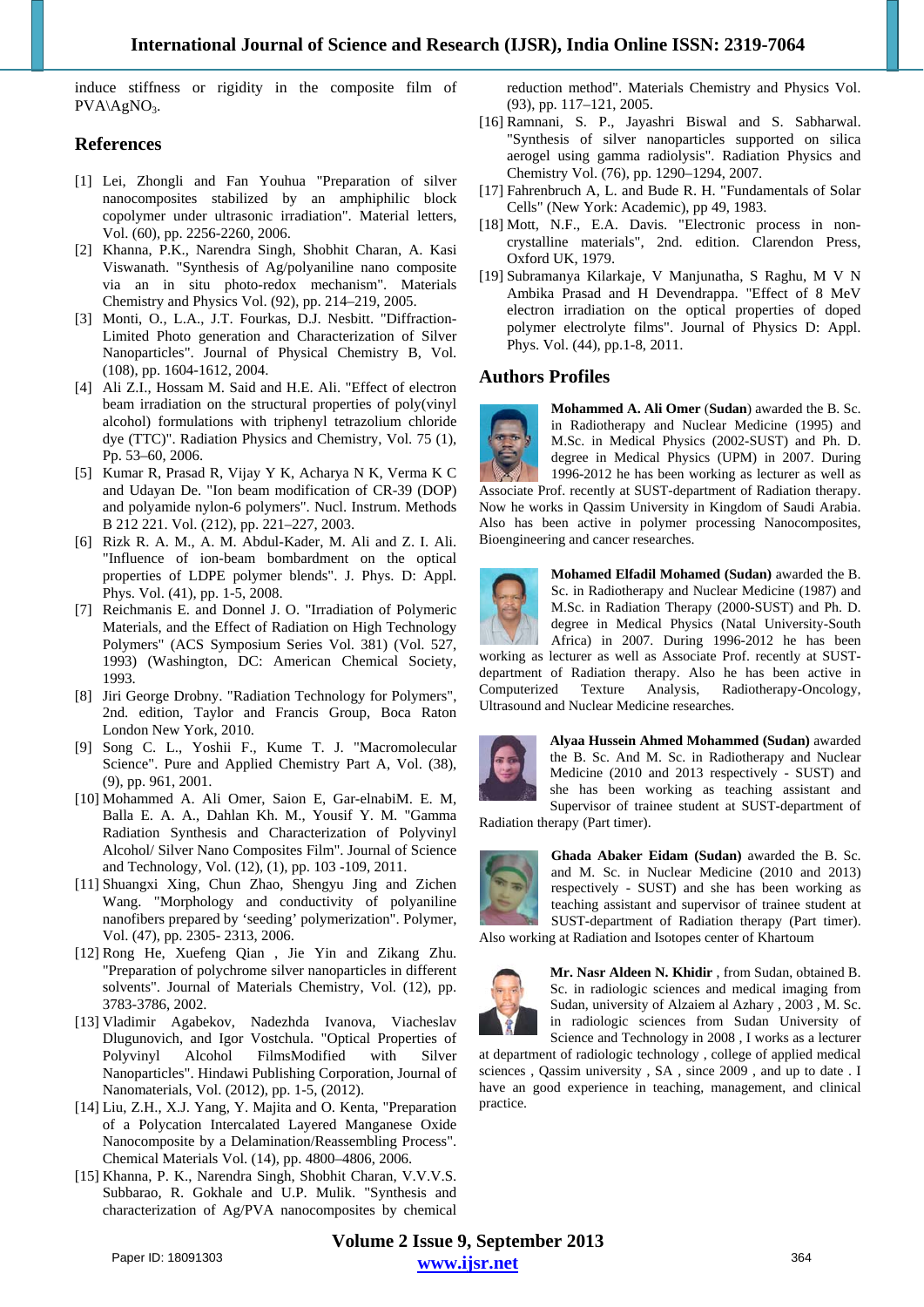induce stiffness or rigidity in the composite film of PVA\$AgNO_3$.

## References

[1] Lei, Zhongli and Fan Youhua "Preparation of silver nanocomposites stabilized by an amphiphilic block copolymer under ultrasonic irradiation". Material letters, Vol. (60), pp. 2256-2260, 2006.

[2] Khanna, P.K., Narendra Singh, Shobhit Charan, A. Kasi Viswanath. "Synthesis of Ag/polyaniline nano composite via an in situ photo-redox mechanism". Materials Chemistry and Physics Vol. (92), pp. 214–219, 2005.

[3] Monti, O., L.A., J.T. Fourkas, D.J. Nesbitt. "Diffraction-Limited Photo generation and Characterization of Silver Nanoparticles". Journal of Physical Chemistry B, Vol. (108), pp. 1604-1612, 2004.

[4] Ali Z.I., Hossam M. Said and H.E. Ali. "Effect of electron beam irradiation on the structural properties of poly(vinyl alcohol) formulations with triphenyl tetrazolium chloride dye (TTC)". Radiation Physics and Chemistry, Vol. 75 (1), Pp. 53–60, 2006.

[5] Kumar R, Prasad R, Vijay Y K, Acharya N K, Verma K C and Udayan De. "Ion beam modification of CR-39 (DOP) and polyamide nylon-6 polymers". Nucl. Instrum. Methods B 212 221. Vol. (212), pp. 221–227, 2003.

[6] Rizk R. A. M., A. M. Abdul-Kader, M. Ali and Z. I. Ali. "Influence of ion-beam bombardment on the optical properties of LDPE polymer blends". J. Phys. D: Appl. Phys. Vol. (41), pp. 1-5, 2008.

[7] Reichmanis E. and Donnel J. O. "Irradiation of Polymeric Materials, and the Effect of Radiation on High Technology Polymers" (ACS Symposium Series Vol. 381) (Vol. 527, 1993) (Washington, DC: American Chemical Society, 1993.

[8] Jiri George Drobny. "Radiation Technology for Polymers", 2nd. edition, Taylor and Francis Group, Boca Raton London New York, 2010.

[9] Song C. L., Yoshii F., Kume T. J. "Macromolecular Science". Pure and Applied Chemistry Part A, Vol. (38), (9), pp. 961, 2001.

[10] Mohammed A. Ali Omer, Saion E, Gar-elnabiM. E. M, Balla E. A. A., Dahlan Kh. M., Yousif Y. M. "Gamma Radiation Synthesis and Characterization of Polyvinyl Alcohol/ Silver Nano Composites Film". Journal of Science and Technology, Vol. (12), (1), pp. 103 -109, 2011.

[11] Shuangxi Xing, Chun Zhao, Shengyu Jing and Zichen Wang. "Morphology and conductivity of polyaniline nanofibers prepared by 'seeding' polymerization". Polymer, Vol. (47), pp. 2305- 2313, 2006.

[12] Rong He, Xuefeng Qian , Jie Yin and Zikang Zhu. "Preparation of polychrome silver nanoparticles in different solvents". Journal of Materials Chemistry, Vol. (12), pp. 3783-3786, 2002.

[13] Vladimir Agabekov, Nadezhda Ivanova, Viacheslav Dlugunovich, and Igor Vostchula. "Optical Properties of Polyvinyl Alcohol FilmsModified with Silver Nanoparticles". Hindawi Publishing Corporation, Journal of Nanomaterials, Vol. (2012), pp. 1-5, (2012).

[14] Liu, Z.H., X.J. Yang, Y. Majita and O. Kenta, "Preparation of a Polycation Intercalated Layered Manganese Oxide Nanocomposite by a Delamination/Reassembling Process". Chemical Materials Vol. (14), pp. 4800–4806, 2006.

[15] Khanna, P. K., Narendra Singh, Shobhit Charan, V.V.V.S. Subbarao, R. Gokhale and U.P. Mulik. "Synthesis and characterization of Ag/PVA nanocomposites by chemical reduction method". Materials Chemistry and Physics Vol. (93), pp. 117–121, 2005.

[16] Ramnani, S. P., Jayashri Biswal and S. Sabharwal. "Synthesis of silver nanoparticles supported on silica aerogel using gamma radiolysis". Radiation Physics and Chemistry Vol. (76), pp. 1290–1294, 2007.

[17] Fahrenbruch A, L. and Bude R. H. "Fundamentals of Solar Cells" (New York: Academic), pp 49, 1983.

[18] Mott, N.F., E.A. Davis. "Electronic process in non-crystalline materials", 2nd. edition. Clarendon Press, Oxford UK, 1979.

[19] Subramanya Kilarkaje, V Manjunatha, S Raghu, M V N Ambika Prasad and H Devendrappa. "Effect of 8 MeV electron irradiation on the optical properties of doped polymer electrolyte films". Journal of Physics D: Appl. Phys. Vol. (44), pp.1-8, 2011.

## Authors Profiles

**Mohammed A. Ali Omer** (**Sudan**) awarded the B. Sc. in Radiotherapy and Nuclear Medicine (1995) and M.Sc. in Medical Physics (2002-SUST) and Ph. D. degree in Medical Physics (UPM) in 2007. During 1996-2012 he has been working as lecturer as well as Associate Prof. recently at SUST-department of Radiation therapy. Now he works in Qassim University in Kingdom of Saudi Arabia. Also has been active in polymer processing Nanocomposites, Bioengineering and cancer researches.

**Mohamed Elfadil Mohamed (Sudan)** awarded the B. Sc. in Radiotherapy and Nuclear Medicine (1987) and M.Sc. in Radiation Therapy (2000-SUST) and Ph. D. degree in Medical Physics (Natal University-South Africa) in 2007. During 1996-2012 he has been working as lecturer as well as Associate Prof. recently at SUST-department of Radiation therapy. Also he has been active in Computerized Texture Analysis, Radiotherapy-Oncology, Ultrasound and Nuclear Medicine researches.

**Alyaa Hussein Ahmed Mohammed (Sudan)** awarded the B. Sc. And M. Sc. in Radiotherapy and Nuclear Medicine (2010 and 2013 respectively - SUST) and she has been working as teaching assistant and Supervisor of trainee student at SUST-department of Radiation therapy (Part timer).

**Ghada Abaker Eidam (Sudan)** awarded the B. Sc. and M. Sc. in Nuclear Medicine (2010 and 2013) respectively - SUST) and she has been working as teaching assistant and supervisor of trainee student at SUST-department of Radiation therapy (Part timer). Also working at Radiation and Isotopes center of Khartoum

**Mr. Nasr Aldeen N. Khidir** , from Sudan, obtained B. Sc. in radiologic sciences and medical imaging from Sudan, university of Alzaiem al Azhary , 2003 , M. Sc. in radiologic sciences from Sudan University of Science and Technology in 2008 , I works as a lecturer at department of radiologic technology , college of applied medical sciences , Qassim university , SA , since 2009 , and up to date . I have an good experience in teaching, management, and clinical practice.